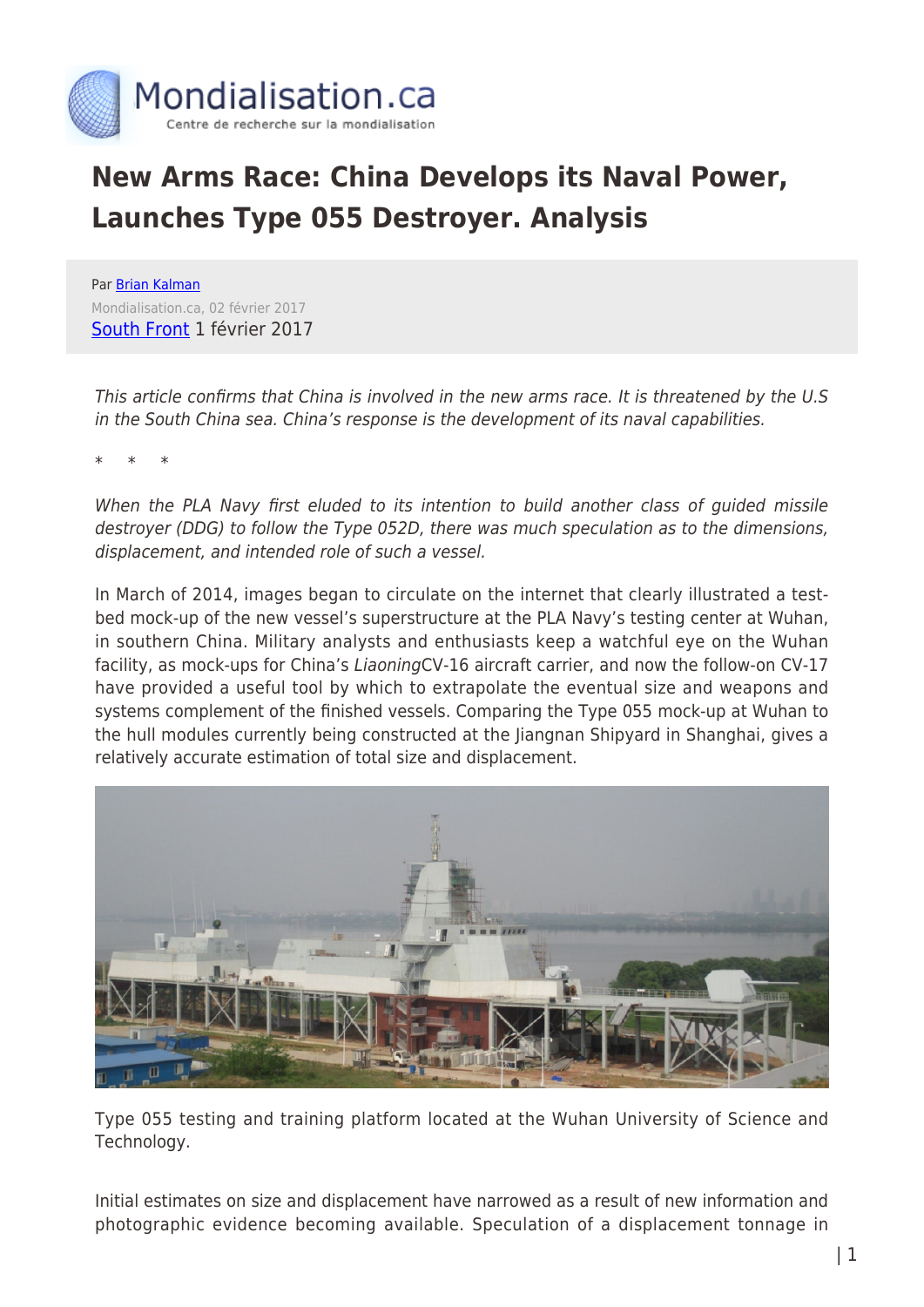# New Arms Race: China Develops its Naval Power, Launches Type 055 Destroyer. Analysis

Par Brian Kalman

Mondialisation.ca, 02 février 2017

South Front 1 février 2017

*This article confirms that China is involved in the new arms race. It is threatened by the U.S in the South China sea. China's response is the development of its naval capabilities.*

\* \* \*

*When the PLA Navy first eluded to its intention to build another class of guided missile destroyer (DDG) to follow the Type 052D, there was much speculation as to the dimensions, displacement, and intended role of such a vessel.*

In March of 2014, images began to circulate on the internet that clearly illustrated a test-bed mock-up of the new vessel's superstructure at the PLA Navy's testing center at Wuhan, in southern China. Military analysts and enthusiasts keep a watchful eye on the Wuhan facility, as mock-ups for China's *Liaoning*CV-16 aircraft carrier, and now the follow-on CV-17 have provided a useful tool by which to extrapolate the eventual size and weapons and systems complement of the finished vessels. Comparing the Type 055 mock-up at Wuhan to the hull modules currently being constructed at the Jiangnan Shipyard in Shanghai, gives a relatively accurate estimation of total size and displacement.

Type 055 testing and training platform located at the Wuhan University of Science and Technology.

Initial estimates on size and displacement have narrowed as a result of new information and photographic evidence becoming available. Speculation of a displacement tonnage in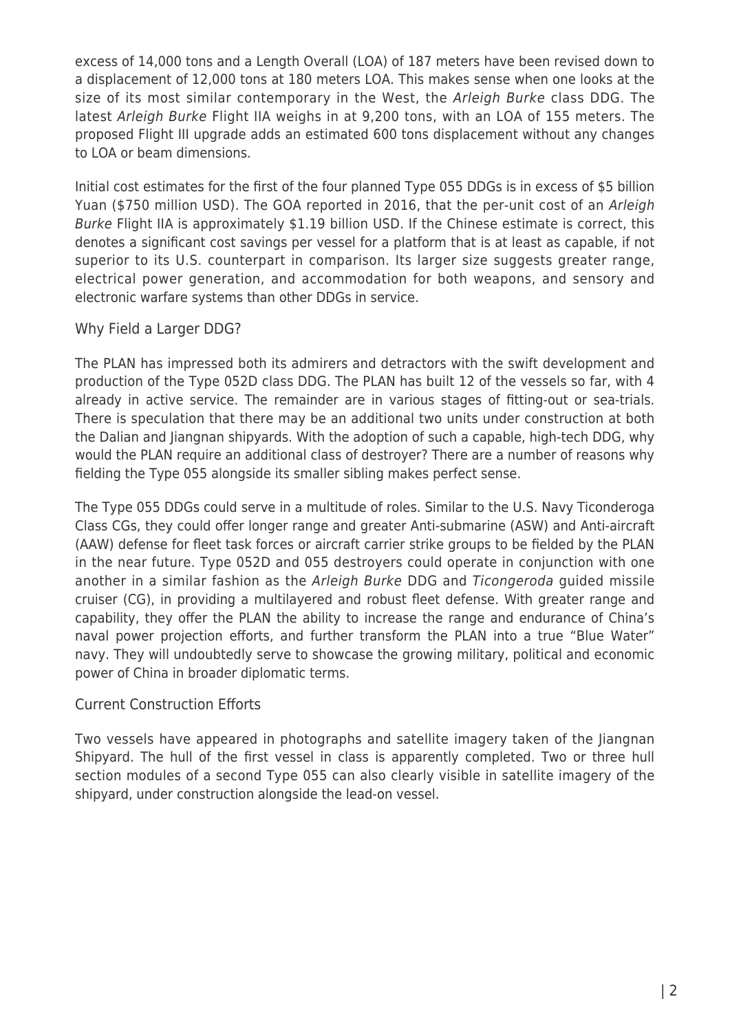excess of 14,000 tons and a Length Overall (LOA) of 187 meters have been revised down to a displacement of 12,000 tons at 180 meters LOA. This makes sense when one looks at the size of its most similar contemporary in the West, the *Arleigh Burke* class DDG. The latest *Arleigh Burke* Flight IIA weighs in at 9,200 tons, with an LOA of 155 meters. The proposed Flight III upgrade adds an estimated 600 tons displacement without any changes to LOA or beam dimensions.

Initial cost estimates for the first of the four planned Type 055 DDGs is in excess of $5 billion Yuan ($750 million USD). The GOA reported in 2016, that the per-unit cost of an *Arleigh Burke* Flight IIA is approximately $1.19 billion USD. If the Chinese estimate is correct, this denotes a significant cost savings per vessel for a platform that is at least as capable, if not superior to its U.S. counterpart in comparison. Its larger size suggests greater range, electrical power generation, and accommodation for both weapons, and sensory and electronic warfare systems than other DDGs in service.

## Why Field a Larger DDG?

The PLAN has impressed both its admirers and detractors with the swift development and production of the Type 052D class DDG. The PLAN has built 12 of the vessels so far, with 4 already in active service. The remainder are in various stages of fitting-out or sea-trials. There is speculation that there may be an additional two units under construction at both the Dalian and Jiangnan shipyards. With the adoption of such a capable, high-tech DDG, why would the PLAN require an additional class of destroyer? There are a number of reasons why fielding the Type 055 alongside its smaller sibling makes perfect sense.

The Type 055 DDGs could serve in a multitude of roles. Similar to the U.S. Navy Ticonderoga Class CGs, they could offer longer range and greater Anti-submarine (ASW) and Anti-aircraft (AAW) defense for fleet task forces or aircraft carrier strike groups to be fielded by the PLAN in the near future. Type 052D and 055 destroyers could operate in conjunction with one another in a similar fashion as the *Arleigh Burke* DDG and *Ticongeroda* guided missile cruiser (CG), in providing a multilayered and robust fleet defense. With greater range and capability, they offer the PLAN the ability to increase the range and endurance of China's naval power projection efforts, and further transform the PLAN into a true "Blue Water" navy. They will undoubtedly serve to showcase the growing military, political and economic power of China in broader diplomatic terms.

## Current Construction Efforts

Two vessels have appeared in photographs and satellite imagery taken of the Jiangnan Shipyard. The hull of the first vessel in class is apparently completed. Two or three hull section modules of a second Type 055 can also clearly visible in satellite imagery of the shipyard, under construction alongside the lead-on vessel.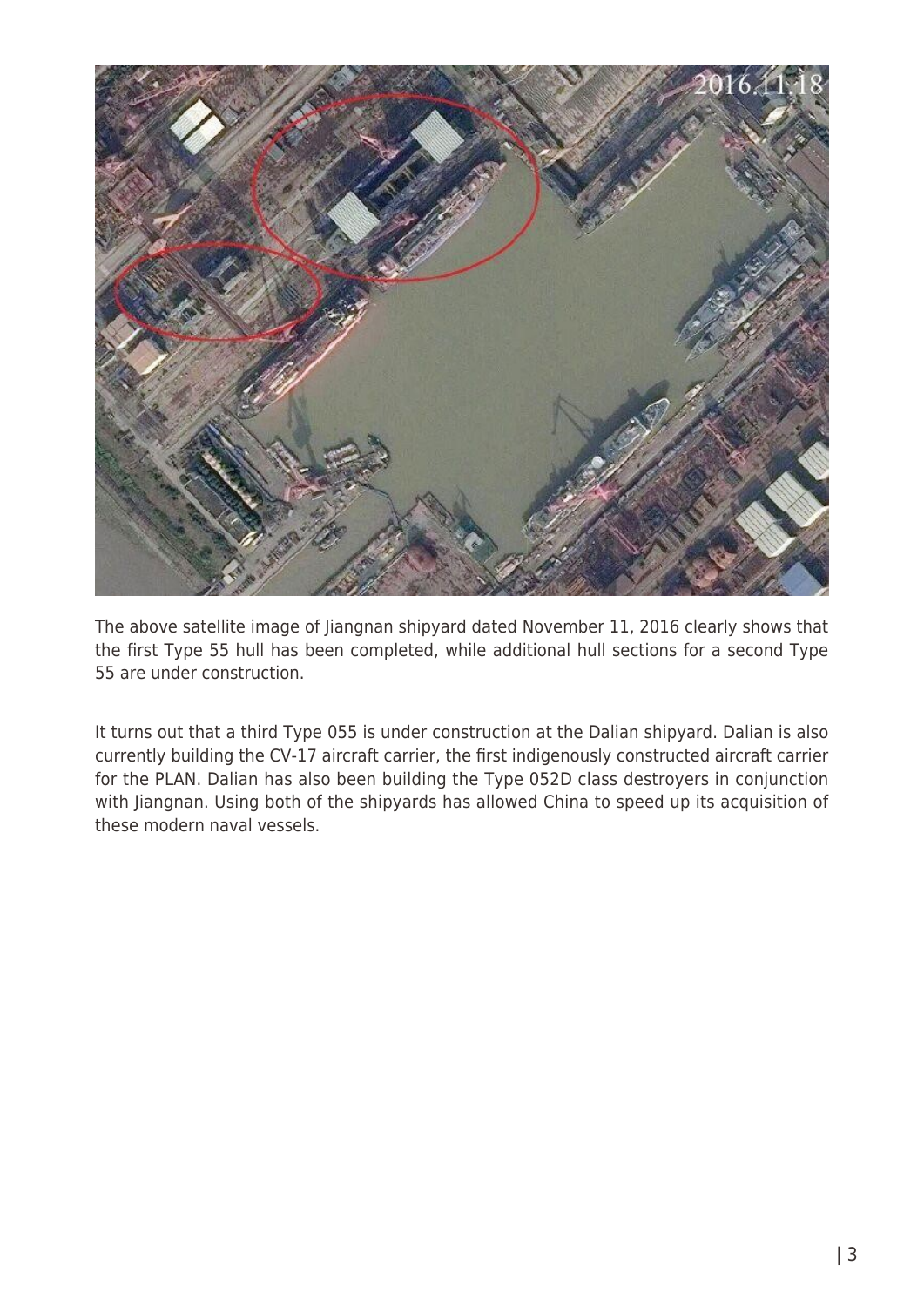The above satellite image of Jiangnan shipyard dated November 11, 2016 clearly shows that the first Type 55 hull has been completed, while additional hull sections for a second Type 55 are under construction.

It turns out that a third Type 055 is under construction at the Dalian shipyard. Dalian is also currently building the CV-17 aircraft carrier, the first indigenously constructed aircraft carrier for the PLAN. Dalian has also been building the Type 052D class destroyers in conjunction with Jiangnan. Using both of the shipyards has allowed China to speed up its acquisition of these modern naval vessels.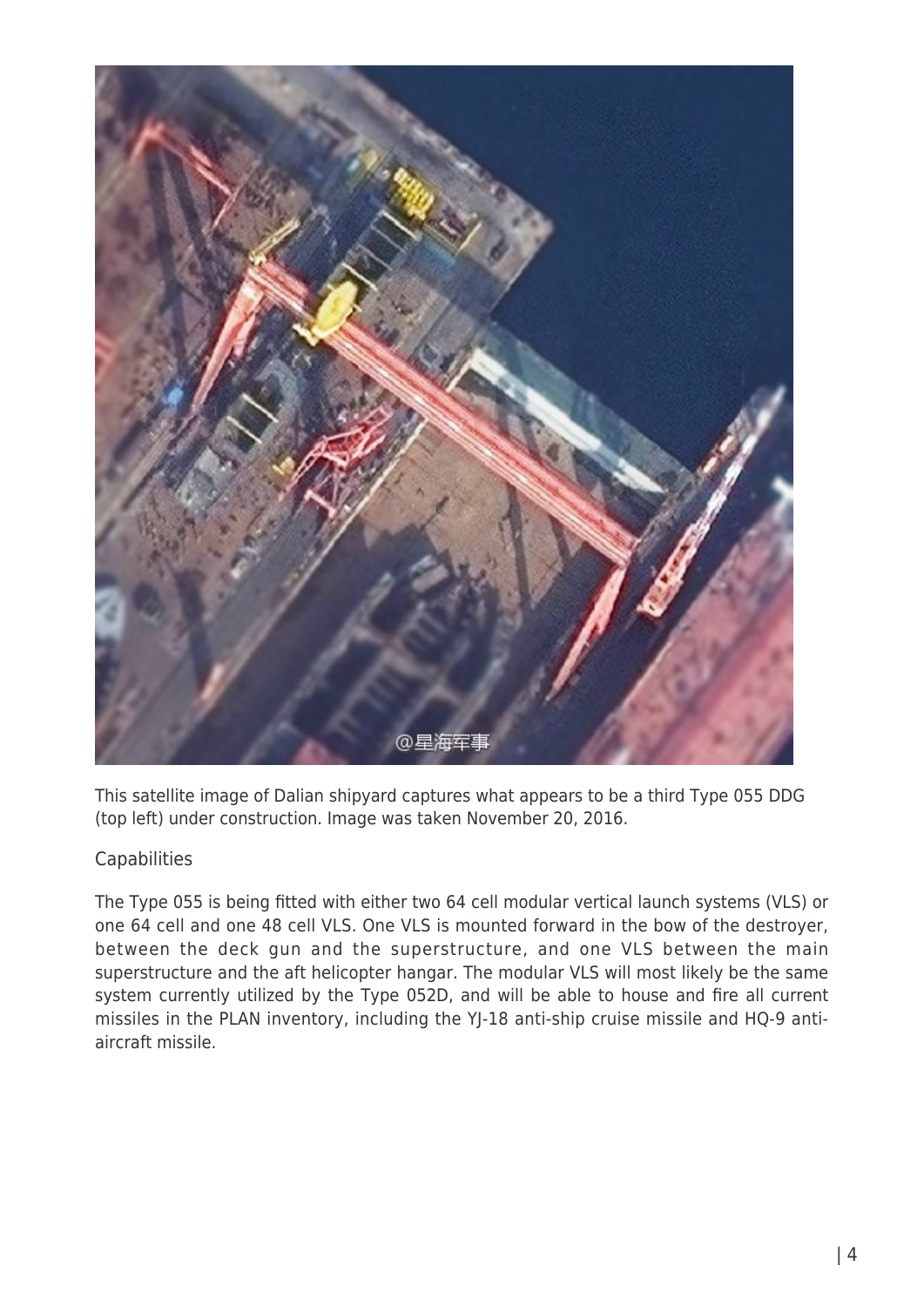This satellite image of Dalian shipyard captures what appears to be a third Type 055 DDG (top left) under construction. Image was taken November 20, 2016.

## Capabilities

The Type 055 is being fitted with either two 64 cell modular vertical launch systems (VLS) or one 64 cell and one 48 cell VLS. One VLS is mounted forward in the bow of the destroyer, between the deck gun and the superstructure, and one VLS between the main superstructure and the aft helicopter hangar. The modular VLS will most likely be the same system currently utilized by the Type 052D, and will be able to house and fire all current missiles in the PLAN inventory, including the YJ-18 anti-ship cruise missile and HQ-9 anti-aircraft missile.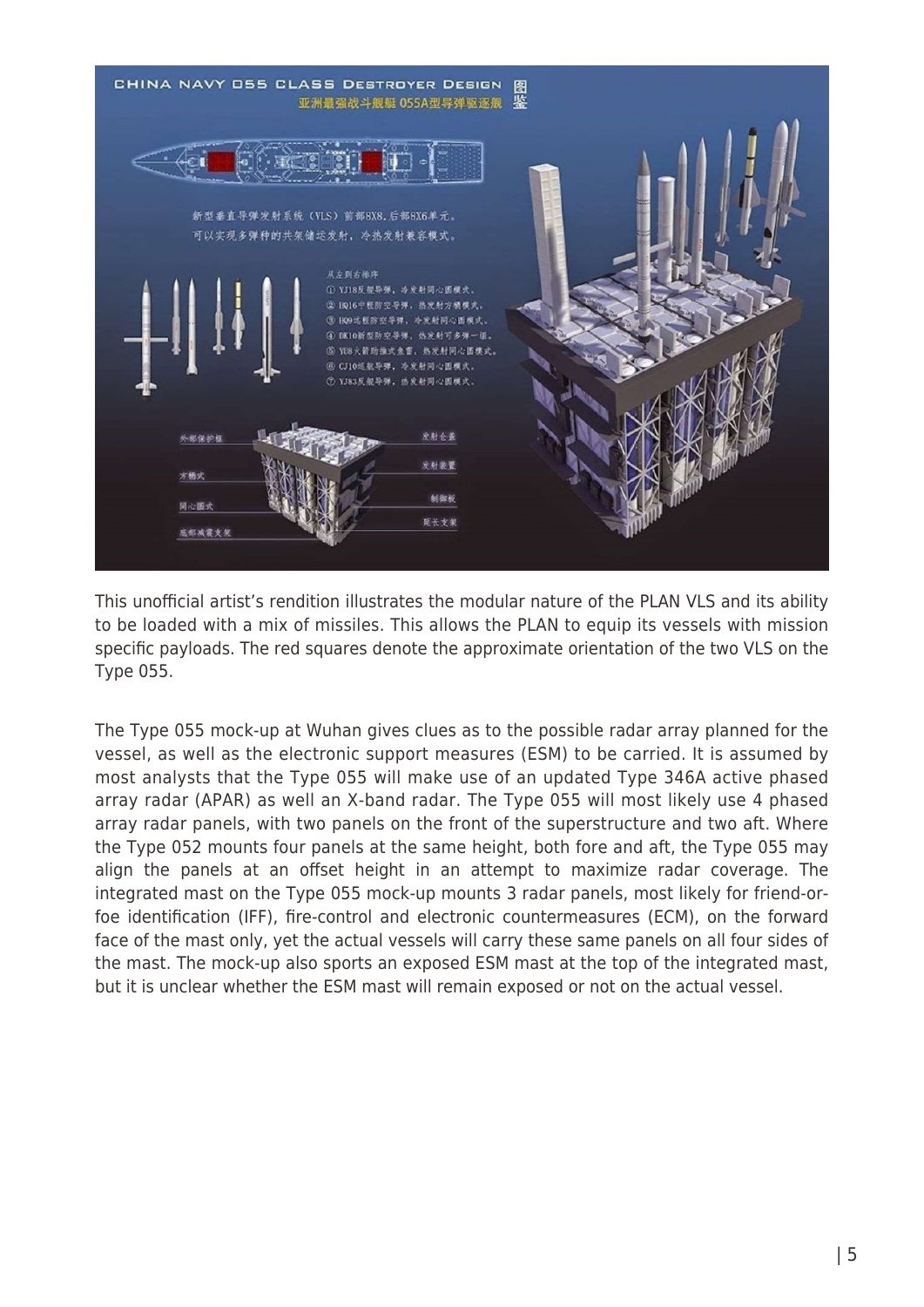This unofficial artist's rendition illustrates the modular nature of the PLAN VLS and its ability to be loaded with a mix of missiles. This allows the PLAN to equip its vessels with mission specific payloads. The red squares denote the approximate orientation of the two VLS on the Type 055.

The Type 055 mock-up at Wuhan gives clues as to the possible radar array planned for the vessel, as well as the electronic support measures (ESM) to be carried. It is assumed by most analysts that the Type 055 will make use of an updated Type 346A active phased array radar (APAR) as well an X-band radar. The Type 055 will most likely use 4 phased array radar panels, with two panels on the front of the superstructure and two aft. Where the Type 052 mounts four panels at the same height, both fore and aft, the Type 055 may align the panels at an offset height in an attempt to maximize radar coverage. The integrated mast on the Type 055 mock-up mounts 3 radar panels, most likely for friend-or-foe identification (IFF), fire-control and electronic countermeasures (ECM), on the forward face of the mast only, yet the actual vessels will carry these same panels on all four sides of the mast. The mock-up also sports an exposed ESM mast at the top of the integrated mast, but it is unclear whether the ESM mast will remain exposed or not on the actual vessel.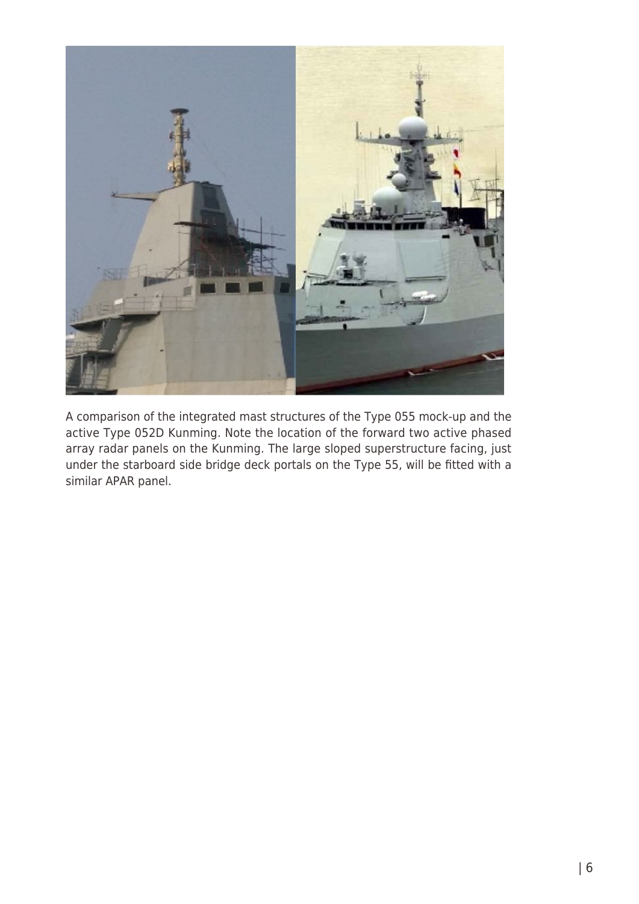A comparison of the integrated mast structures of the Type 055 mock-up and the active Type 052D Kunming. Note the location of the forward two active phased array radar panels on the Kunming. The large sloped superstructure facing, just under the starboard side bridge deck portals on the Type 55, will be fitted with a similar APAR panel.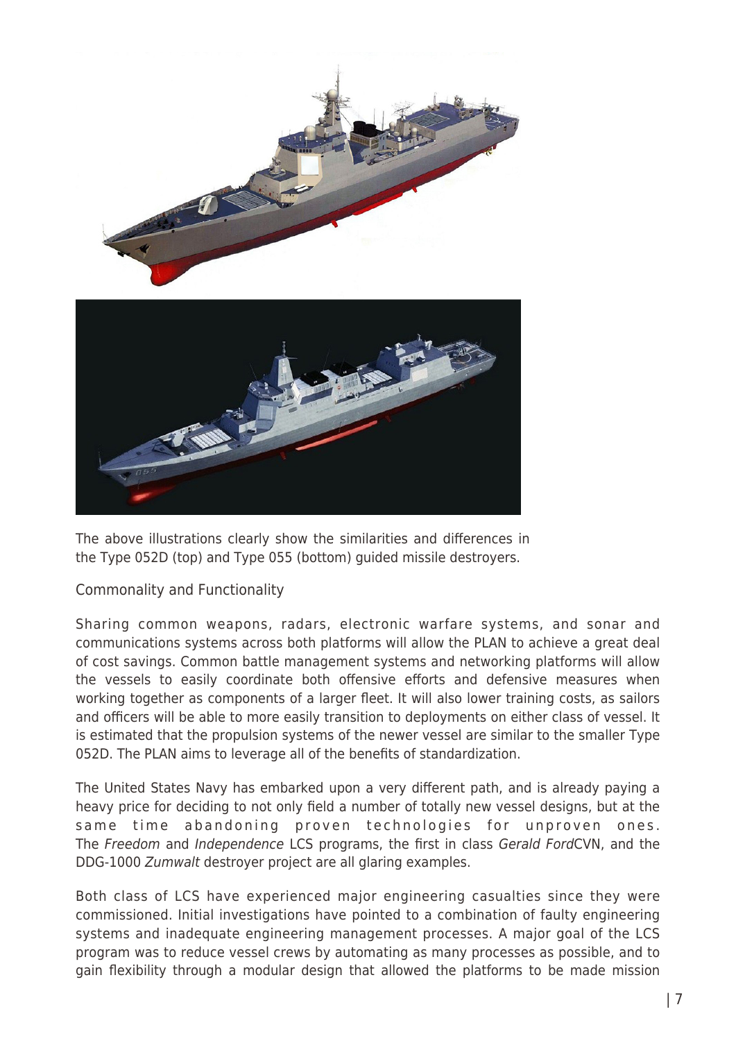The above illustrations clearly show the similarities and differences in the Type 052D (top) and Type 055 (bottom) guided missile destroyers.

## Commonality and Functionality

Sharing common weapons, radars, electronic warfare systems, and sonar and communications systems across both platforms will allow the PLAN to achieve a great deal of cost savings. Common battle management systems and networking platforms will allow the vessels to easily coordinate both offensive efforts and defensive measures when working together as components of a larger fleet. It will also lower training costs, as sailors and officers will be able to more easily transition to deployments on either class of vessel. It is estimated that the propulsion systems of the newer vessel are similar to the smaller Type 052D. The PLAN aims to leverage all of the benefits of standardization.

The United States Navy has embarked upon a very different path, and is already paying a heavy price for deciding to not only field a number of totally new vessel designs, but at the same time abandoning proven technologies for unproven ones. The *Freedom* and *Independence* LCS programs, the first in class *Gerald Ford*CVN, and the DDG-1000 *Zumwalt* destroyer project are all glaring examples.

Both class of LCS have experienced major engineering casualties since they were commissioned. Initial investigations have pointed to a combination of faulty engineering systems and inadequate engineering management processes. A major goal of the LCS program was to reduce vessel crews by automating as many processes as possible, and to gain flexibility through a modular design that allowed the platforms to be made mission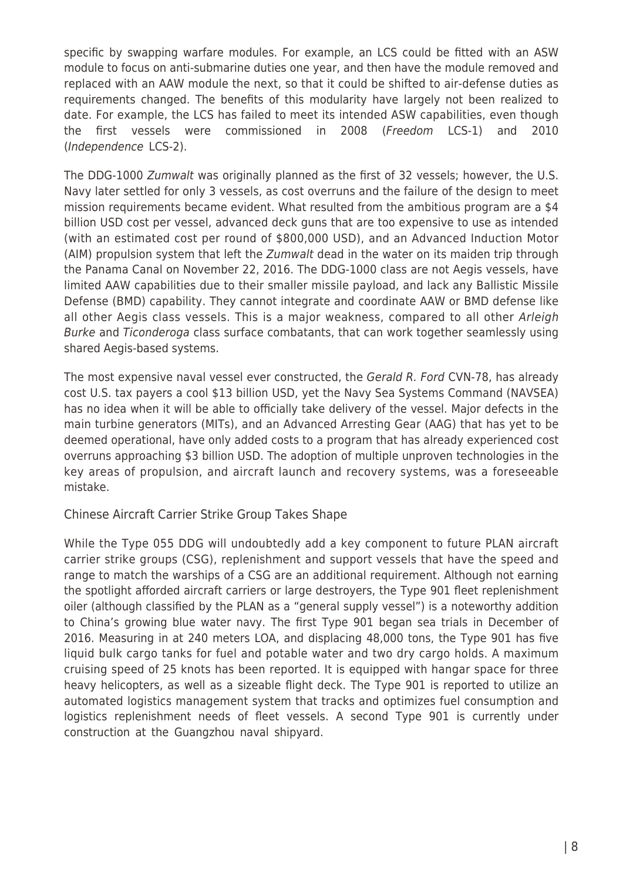specific by swapping warfare modules. For example, an LCS could be fitted with an ASW module to focus on anti-submarine duties one year, and then have the module removed and replaced with an AAW module the next, so that it could be shifted to air-defense duties as requirements changed. The benefits of this modularity have largely not been realized to date. For example, the LCS has failed to meet its intended ASW capabilities, even though the first vessels were commissioned in 2008 (*Freedom* LCS-1) and 2010 (*Independence* LCS-2).

The DDG-1000 *Zumwalt* was originally planned as the first of 32 vessels; however, the U.S. Navy later settled for only 3 vessels, as cost overruns and the failure of the design to meet mission requirements became evident. What resulted from the ambitious program are a $4 billion USD cost per vessel, advanced deck guns that are too expensive to use as intended (with an estimated cost per round of $800,000 USD), and an Advanced Induction Motor (AIM) propulsion system that left the *Zumwalt* dead in the water on its maiden trip through the Panama Canal on November 22, 2016. The DDG-1000 class are not Aegis vessels, have limited AAW capabilities due to their smaller missile payload, and lack any Ballistic Missile Defense (BMD) capability. They cannot integrate and coordinate AAW or BMD defense like all other Aegis class vessels. This is a major weakness, compared to all other *Arleigh Burke* and *Ticonderoga* class surface combatants, that can work together seamlessly using shared Aegis-based systems.

The most expensive naval vessel ever constructed, the *Gerald R. Ford* CVN-78, has already cost U.S. tax payers a cool $13 billion USD, yet the Navy Sea Systems Command (NAVSEA) has no idea when it will be able to officially take delivery of the vessel. Major defects in the main turbine generators (MITs), and an Advanced Arresting Gear (AAG) that has yet to be deemed operational, have only added costs to a program that has already experienced cost overruns approaching $3 billion USD. The adoption of multiple unproven technologies in the key areas of propulsion, and aircraft launch and recovery systems, was a foreseeable mistake.

## Chinese Aircraft Carrier Strike Group Takes Shape

While the Type 055 DDG will undoubtedly add a key component to future PLAN aircraft carrier strike groups (CSG), replenishment and support vessels that have the speed and range to match the warships of a CSG are an additional requirement. Although not earning the spotlight afforded aircraft carriers or large destroyers, the Type 901 fleet replenishment oiler (although classified by the PLAN as a "general supply vessel") is a noteworthy addition to China's growing blue water navy. The first Type 901 began sea trials in December of 2016. Measuring in at 240 meters LOA, and displacing 48,000 tons, the Type 901 has five liquid bulk cargo tanks for fuel and potable water and two dry cargo holds. A maximum cruising speed of 25 knots has been reported. It is equipped with hangar space for three heavy helicopters, as well as a sizeable flight deck. The Type 901 is reported to utilize an automated logistics management system that tracks and optimizes fuel consumption and logistics replenishment needs of fleet vessels. A second Type 901 is currently under construction at the Guangzhou naval shipyard.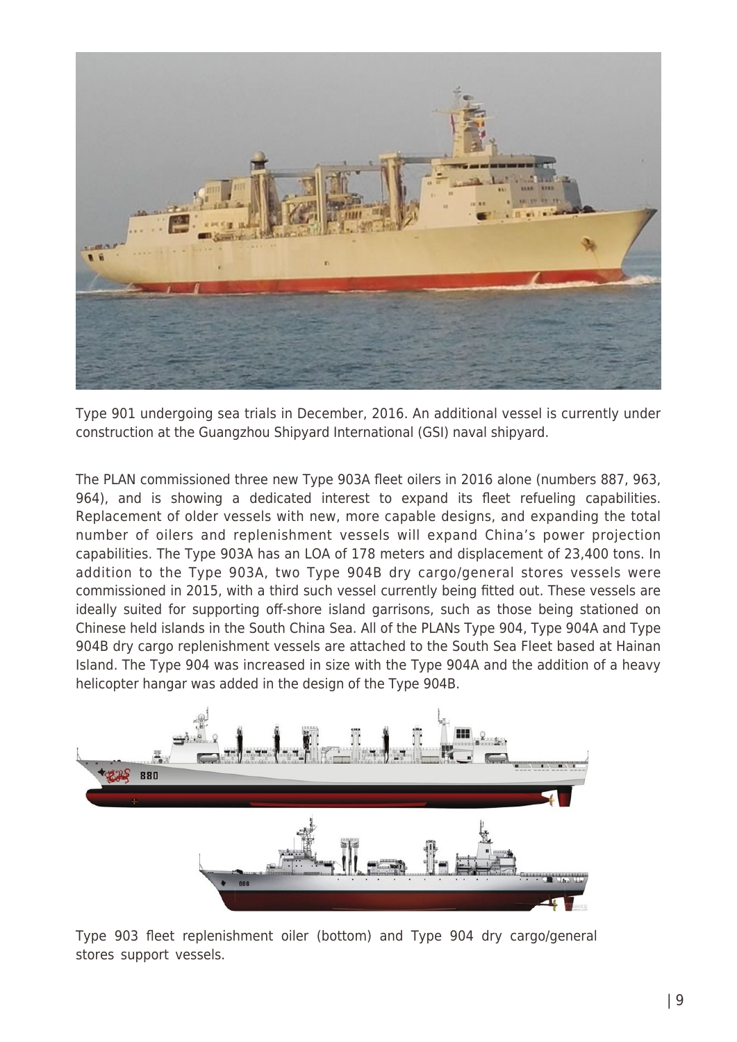Type 901 undergoing sea trials in December, 2016. An additional vessel is currently under construction at the Guangzhou Shipyard International (GSI) naval shipyard.

The PLAN commissioned three new Type 903A fleet oilers in 2016 alone (numbers 887, 963, 964), and is showing a dedicated interest to expand its fleet refueling capabilities. Replacement of older vessels with new, more capable designs, and expanding the total number of oilers and replenishment vessels will expand China's power projection capabilities. The Type 903A has an LOA of 178 meters and displacement of 23,400 tons. In addition to the Type 903A, two Type 904B dry cargo/general stores vessels were commissioned in 2015, with a third such vessel currently being fitted out. These vessels are ideally suited for supporting off-shore island garrisons, such as those being stationed on Chinese held islands in the South China Sea. All of the PLANs Type 904, Type 904A and Type 904B dry cargo replenishment vessels are attached to the South Sea Fleet based at Hainan Island. The Type 904 was increased in size with the Type 904A and the addition of a heavy helicopter hangar was added in the design of the Type 904B.

Type 903 fleet replenishment oiler (bottom) and Type 904 dry cargo/general stores support vessels.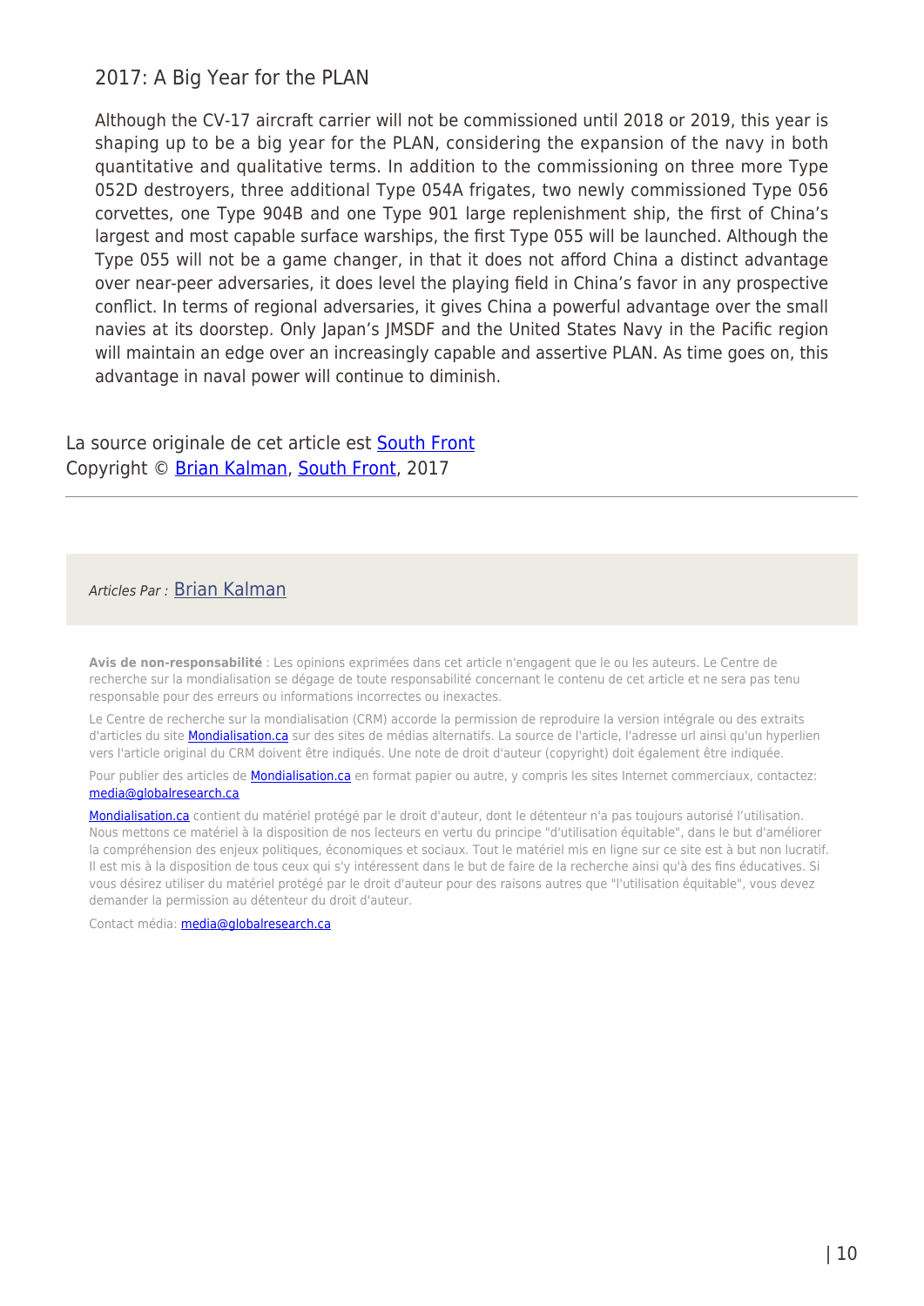### 2017: A Big Year for the PLAN

Although the CV-17 aircraft carrier will not be commissioned until 2018 or 2019, this year is shaping up to be a big year for the PLAN, considering the expansion of the navy in both quantitative and qualitative terms. In addition to the commissioning on three more Type 052D destroyers, three additional Type 054A frigates, two newly commissioned Type 056 corvettes, one Type 904B and one Type 901 large replenishment ship, the first of China's largest and most capable surface warships, the first Type 055 will be launched. Although the Type 055 will not be a game changer, in that it does not afford China a distinct advantage over near-peer adversaries, it does level the playing field in China's favor in any prospective conflict. In terms of regional adversaries, it gives China a powerful advantage over the small navies at its doorstep. Only Japan's JMSDF and the United States Navy in the Pacific region will maintain an edge over an increasingly capable and assertive PLAN. As time goes on, this advantage in naval power will continue to diminish.

La source originale de cet article est South Front
Copyright © Brian Kalman, South Front, 2017

---

*Articles Par :* Brian Kalman

**Avis de non-responsabilité** : Les opinions exprimées dans cet article n'engagent que le ou les auteurs. Le Centre de recherche sur la mondialisation se dégage de toute responsabilité concernant le contenu de cet article et ne sera pas tenu responsable pour des erreurs ou informations incorrectes ou inexactes.

Le Centre de recherche sur la mondialisation (CRM) accorde la permission de reproduire la version intégrale ou des extraits d'articles du site Mondialisation.ca sur des sites de médias alternatifs. La source de l'article, l'adresse url ainsi qu'un hyperlien vers l'article original du CRM doivent être indiqués. Une note de droit d'auteur (copyright) doit également être indiquée.

Pour publier des articles de Mondialisation.ca en format papier ou autre, y compris les sites Internet commerciaux, contactez: media@globalresearch.ca

Mondialisation.ca contient du matériel protégé par le droit d'auteur, dont le détenteur n'a pas toujours autorisé l'utilisation. Nous mettons ce matériel à la disposition de nos lecteurs en vertu du principe "d'utilisation équitable", dans le but d'améliorer la compréhension des enjeux politiques, économiques et sociaux. Tout le matériel mis en ligne sur ce site est à but non lucratif. Il est mis à la disposition de tous ceux qui s'y intéressent dans le but de faire de la recherche ainsi qu'à des fins éducatives. Si vous désirez utiliser du matériel protégé par le droit d'auteur pour des raisons autres que "l'utilisation équitable", vous devez demander la permission au détenteur du droit d'auteur.

Contact média: media@globalresearch.ca